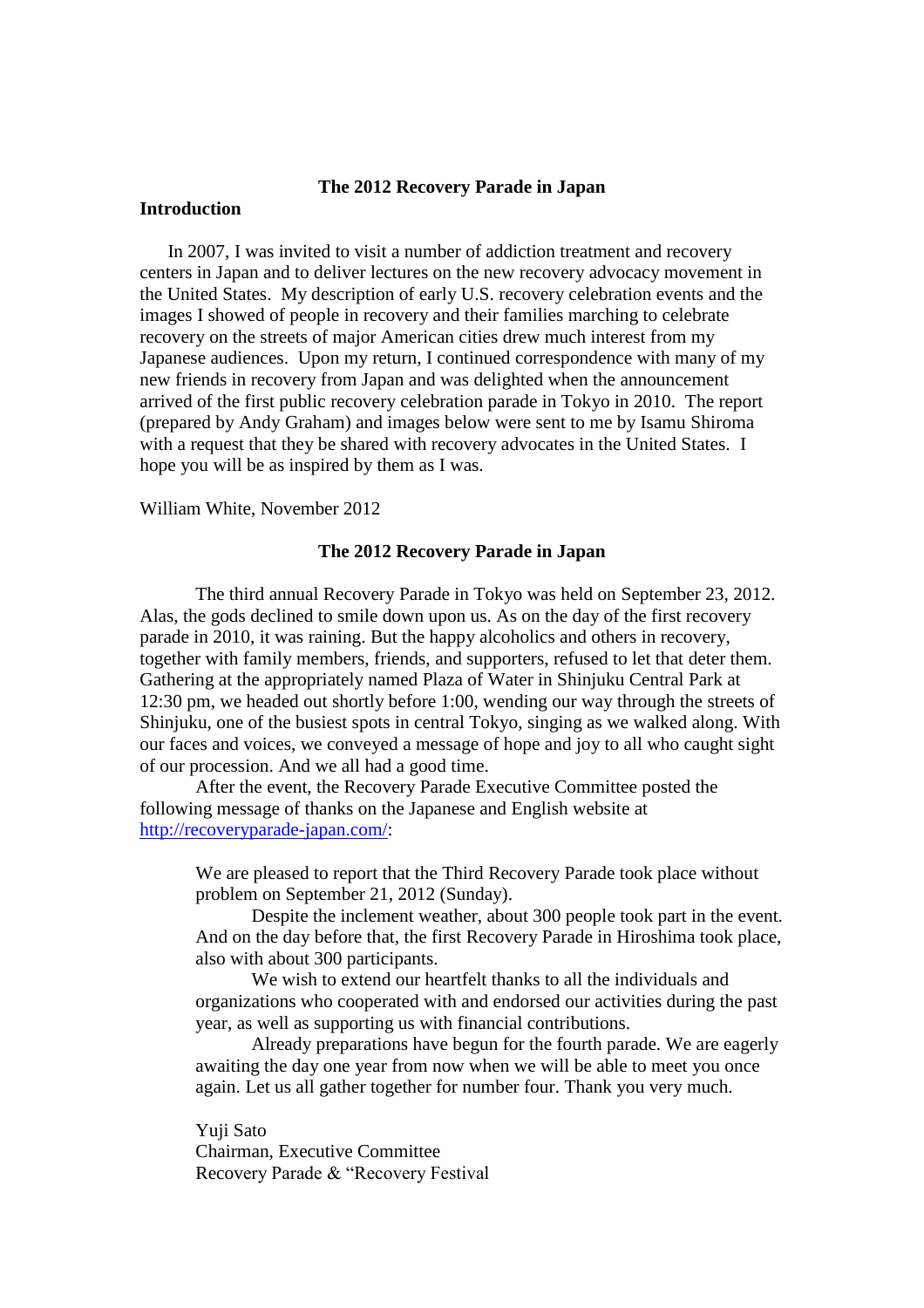# The 2012 Recovery Parade in Japan

**Introduction**

In 2007, I was invited to visit a number of addiction treatment and recovery centers in Japan and to deliver lectures on the new recovery advocacy movement in the United States. My description of early U.S. recovery celebration events and the images I showed of people in recovery and their families marching to celebrate recovery on the streets of major American cities drew much interest from my Japanese audiences. Upon my return, I continued correspondence with many of my new friends in recovery from Japan and was delighted when the announcement arrived of the first public recovery celebration parade in Tokyo in 2010. The report (prepared by Andy Graham) and images below were sent to me by Isamu Shiroma with a request that they be shared with recovery advocates in the United States. I hope you will be as inspired by them as I was.

William White, November 2012

## The 2012 Recovery Parade in Japan

The third annual Recovery Parade in Tokyo was held on September 23, 2012. Alas, the gods declined to smile down upon us. As on the day of the first recovery parade in 2010, it was raining. But the happy alcoholics and others in recovery, together with family members, friends, and supporters, refused to let that deter them. Gathering at the appropriately named Plaza of Water in Shinjuku Central Park at 12:30 pm, we headed out shortly before 1:00, wending our way through the streets of Shinjuku, one of the busiest spots in central Tokyo, singing as we walked along. With our faces and voices, we conveyed a message of hope and joy to all who caught sight of our procession. And we all had a good time.

After the event, the Recovery Parade Executive Committee posted the following message of thanks on the Japanese and English website at [http://recoveryparade-japan.com/](http://recoveryparade-japan.com/):

> We are pleased to report that the Third Recovery Parade took place without problem on September 21, 2012 (Sunday).
>
> Despite the inclement weather, about 300 people took part in the event. And on the day before that, the first Recovery Parade in Hiroshima took place, also with about 300 participants.
>
> We wish to extend our heartfelt thanks to all the individuals and organizations who cooperated with and endorsed our activities during the past year, as well as supporting us with financial contributions.
>
> Already preparations have begun for the fourth parade. We are eagerly awaiting the day one year from now when we will be able to meet you once again. Let us all gather together for number four. Thank you very much.
>
> Yuji Sato
> Chairman, Executive Committee
> Recovery Parade & "Recovery Festival